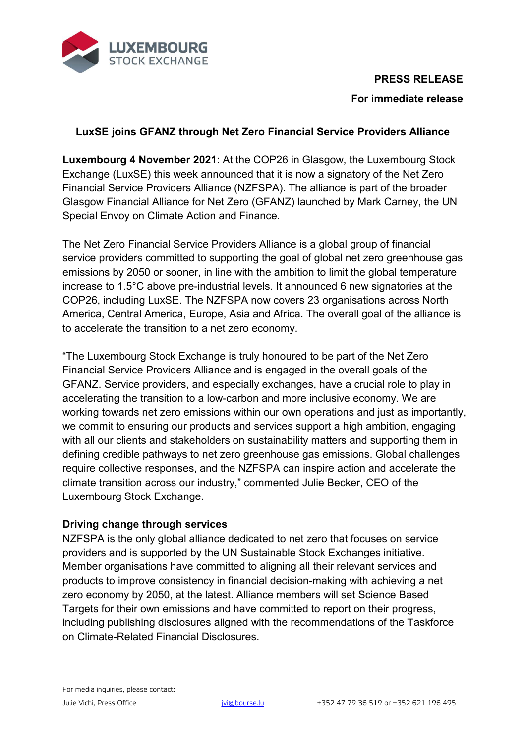**PRESS RELEASE**

**For immediate release**

## LuxSE joins GFANZ through Net Zero Financial Service Providers Alliance

**Luxembourg 4 November 2021**: At the COP26 in Glasgow, the Luxembourg Stock Exchange (LuxSE) this week announced that it is now a signatory of the Net Zero Financial Service Providers Alliance (NZFSPA). The alliance is part of the broader Glasgow Financial Alliance for Net Zero (GFANZ) launched by Mark Carney, the UN Special Envoy on Climate Action and Finance.

The Net Zero Financial Service Providers Alliance is a global group of financial service providers committed to supporting the goal of global net zero greenhouse gas emissions by 2050 or sooner, in line with the ambition to limit the global temperature increase to 1.5°C above pre-industrial levels. It announced 6 new signatories at the COP26, including LuxSE. The NZFSPA now covers 23 organisations across North America, Central America, Europe, Asia and Africa. The overall goal of the alliance is to accelerate the transition to a net zero economy.

"The Luxembourg Stock Exchange is truly honoured to be part of the Net Zero Financial Service Providers Alliance and is engaged in the overall goals of the GFANZ. Service providers, and especially exchanges, have a crucial role to play in accelerating the transition to a low-carbon and more inclusive economy. We are working towards net zero emissions within our own operations and just as importantly, we commit to ensuring our products and services support a high ambition, engaging with all our clients and stakeholders on sustainability matters and supporting them in defining credible pathways to net zero greenhouse gas emissions. Global challenges require collective responses, and the NZFSPA can inspire action and accelerate the climate transition across our industry," commented Julie Becker, CEO of the Luxembourg Stock Exchange.

### Driving change through services

NZFSPA is the only global alliance dedicated to net zero that focuses on service providers and is supported by the UN Sustainable Stock Exchanges initiative. Member organisations have committed to aligning all their relevant services and products to improve consistency in financial decision-making with achieving a net zero economy by 2050, at the latest. Alliance members will set Science Based Targets for their own emissions and have committed to report on their progress, including publishing disclosures aligned with the recommendations of the Taskforce on Climate-Related Financial Disclosures.

For media inquiries, please contact:

Julie Vichi, Press Office jvi@bourse.lu +352 47 79 36 519 or +352 621 196 495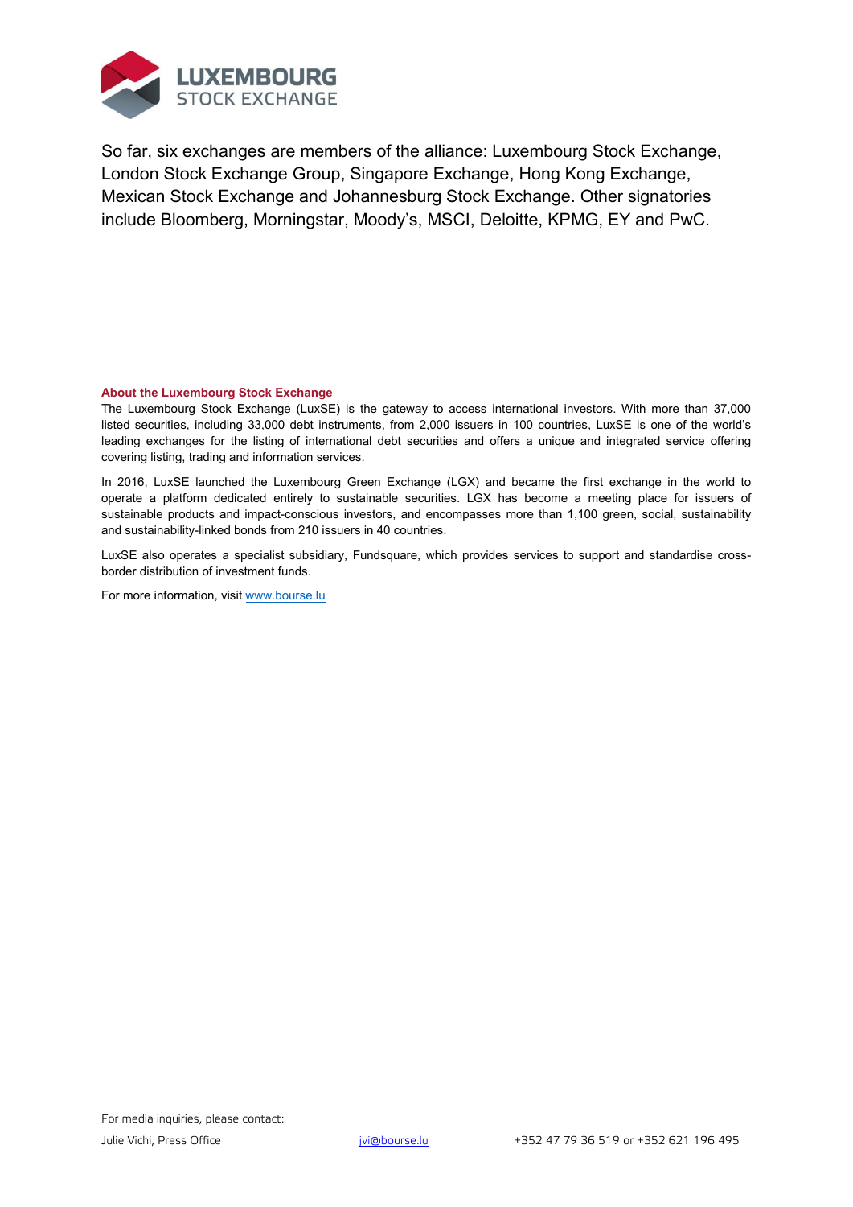So far, six exchanges are members of the alliance: Luxembourg Stock Exchange, London Stock Exchange Group, Singapore Exchange, Hong Kong Exchange, Mexican Stock Exchange and Johannesburg Stock Exchange. Other signatories include Bloomberg, Morningstar, Moody's, MSCI, Deloitte, KPMG, EY and PwC.

**About the Luxembourg Stock Exchange**

The Luxembourg Stock Exchange (LuxSE) is the gateway to access international investors. With more than 37,000 listed securities, including 33,000 debt instruments, from 2,000 issuers in 100 countries, LuxSE is one of the world's leading exchanges for the listing of international debt securities and offers a unique and integrated service offering covering listing, trading and information services.

In 2016, LuxSE launched the Luxembourg Green Exchange (LGX) and became the first exchange in the world to operate a platform dedicated entirely to sustainable securities. LGX has become a meeting place for issuers of sustainable products and impact-conscious investors, and encompasses more than 1,100 green, social, sustainability and sustainability-linked bonds from 210 issuers in 40 countries.

LuxSE also operates a specialist subsidiary, Fundsquare, which provides services to support and standardise cross-border distribution of investment funds.

For more information, visit www.bourse.lu

For media inquiries, please contact:

Julie Vichi, Press Office jvi@bourse.lu +352 47 79 36 519 or +352 621 196 495